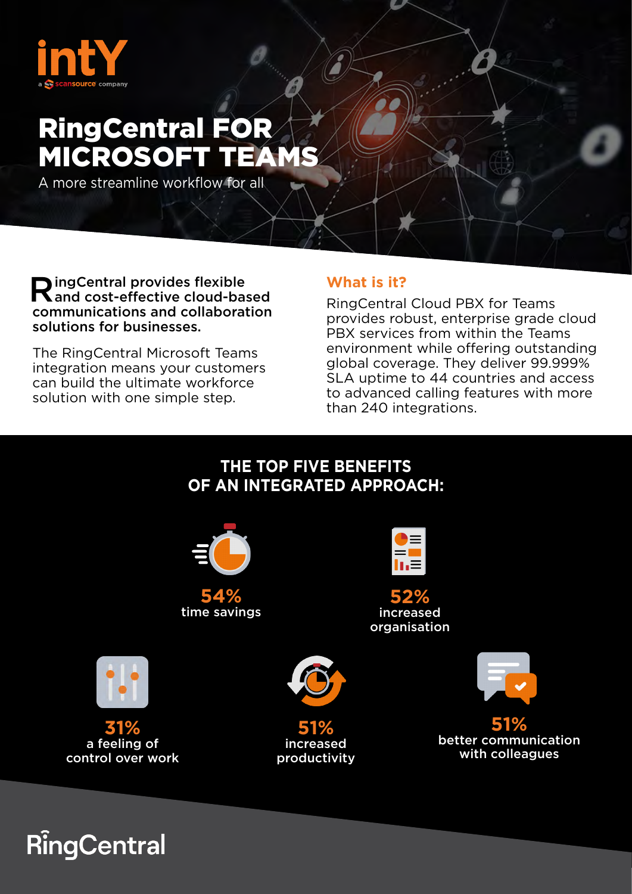intY

a scansource company

# RingCentral FOR MICROSOFT TEAMS

A more streamline workflow for all

**RingCentral provides flexible and cost-effective cloud-based communications and collaboration solutions for businesses.**

The RingCentral Microsoft Teams integration means your customers can build the ultimate workforce solution with one simple step.

## What is it?

RingCentral Cloud PBX for Teams provides robust, enterprise grade cloud PBX services from within the Teams environment while offering outstanding global coverage. They deliver 99.999% SLA uptime to 44 countries and access to advanced calling features with more than 240 integrations.

## THE TOP FIVE BENEFITS OF AN INTEGRATED APPROACH:

**54%**
time savings

**52%**
increased organisation

**31%**
a feeling of control over work

**51%**
increased productivity

**51%**
better communication with colleagues

RingCentral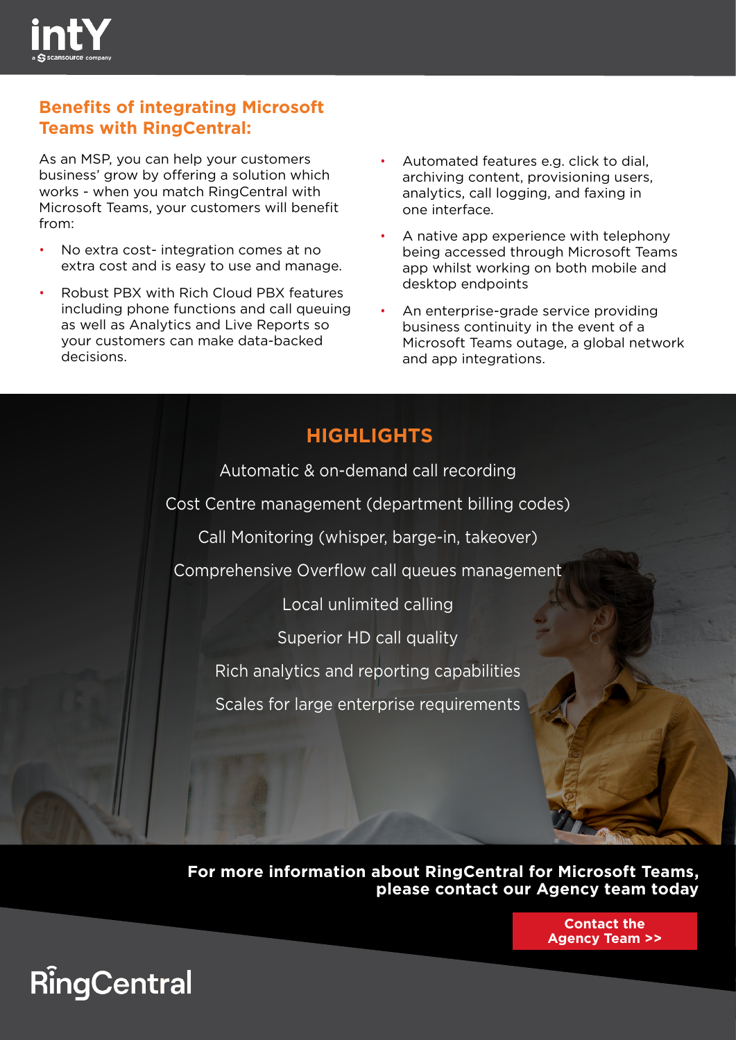## Benefits of integrating Microsoft Teams with RingCentral:

As an MSP, you can help your customers business' grow by offering a solution which works - when you match RingCentral with Microsoft Teams, your customers will benefit from:

- No extra cost- integration comes at no extra cost and is easy to use and manage.
- Robust PBX with Rich Cloud PBX features including phone functions and call queuing as well as Analytics and Live Reports so your customers can make data-backed decisions.
- Automated features e.g. click to dial, archiving content, provisioning users, analytics, call logging, and faxing in one interface.
- A native app experience with telephony being accessed through Microsoft Teams app whilst working on both mobile and desktop endpoints
- An enterprise-grade service providing business continuity in the event of a Microsoft Teams outage, a global network and app integrations.

## HIGHLIGHTS

Automatic & on-demand call recording

Cost Centre management (department billing codes)

Call Monitoring (whisper, barge-in, takeover)

Comprehensive Overflow call queues management

Local unlimited calling

Superior HD call quality

Rich analytics and reporting capabilities

Scales for large enterprise requirements

**For more information about RingCentral for Microsoft Teams, please contact our Agency team today**

**Contact the Agency Team >>**

RingCentral